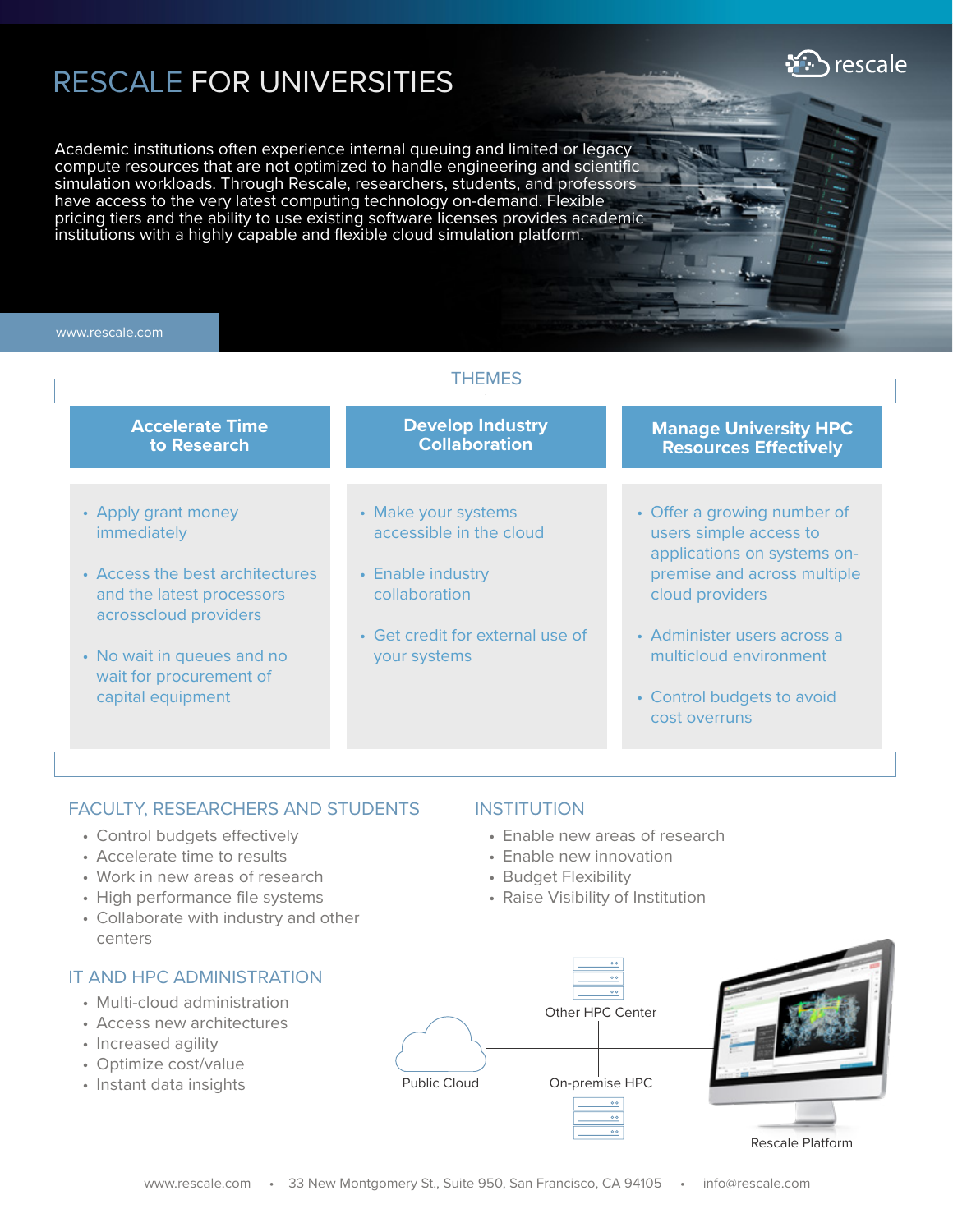# RESCALE FOR UNIVERSITIES

Academic institutions often experience internal queuing and limited or legacy compute resources that are not optimized to handle engineering and scientific simulation workloads. Through Rescale, researchers, students, and professors have access to the very latest computing technology on-demand. Flexible pricing tiers and the ability to use existing software licenses provides academic institutions with a highly capable and flexible cloud simulation platform.

www.rescale.com

## THEMES

### Accelerate Time to Research

- Apply grant money immediately
- Access the best architectures and the latest processors acrosscloud providers
- No wait in queues and no wait for procurement of capital equipment

### Develop Industry Collaboration

- Make your systems accessible in the cloud
- Enable industry collaboration
- Get credit for external use of your systems

### Manage University HPC Resources Effectively

- Offer a growing number of users simple access to applications on systems on-premise and across multiple cloud providers
- Administer users across a multicloud environment
- Control budgets to avoid cost overruns

## FACULTY, RESEARCHERS AND STUDENTS

- Control budgets effectively
- Accelerate time to results
- Work in new areas of research
- High performance file systems
- Collaborate with industry and other centers

## IT AND HPC ADMINISTRATION

- Multi-cloud administration
- Access new architectures
- Increased agility
- Optimize cost/value
- Instant data insights

## INSTITUTION

- Enable new areas of research
- Enable new innovation
- Budget Flexibility
- Raise Visibility of Institution

Other HPC Center

Public Cloud

On-premise HPC

Rescale Platform

www.rescale.com • 33 New Montgomery St., Suite 950, San Francisco, CA 94105 • info@rescale.com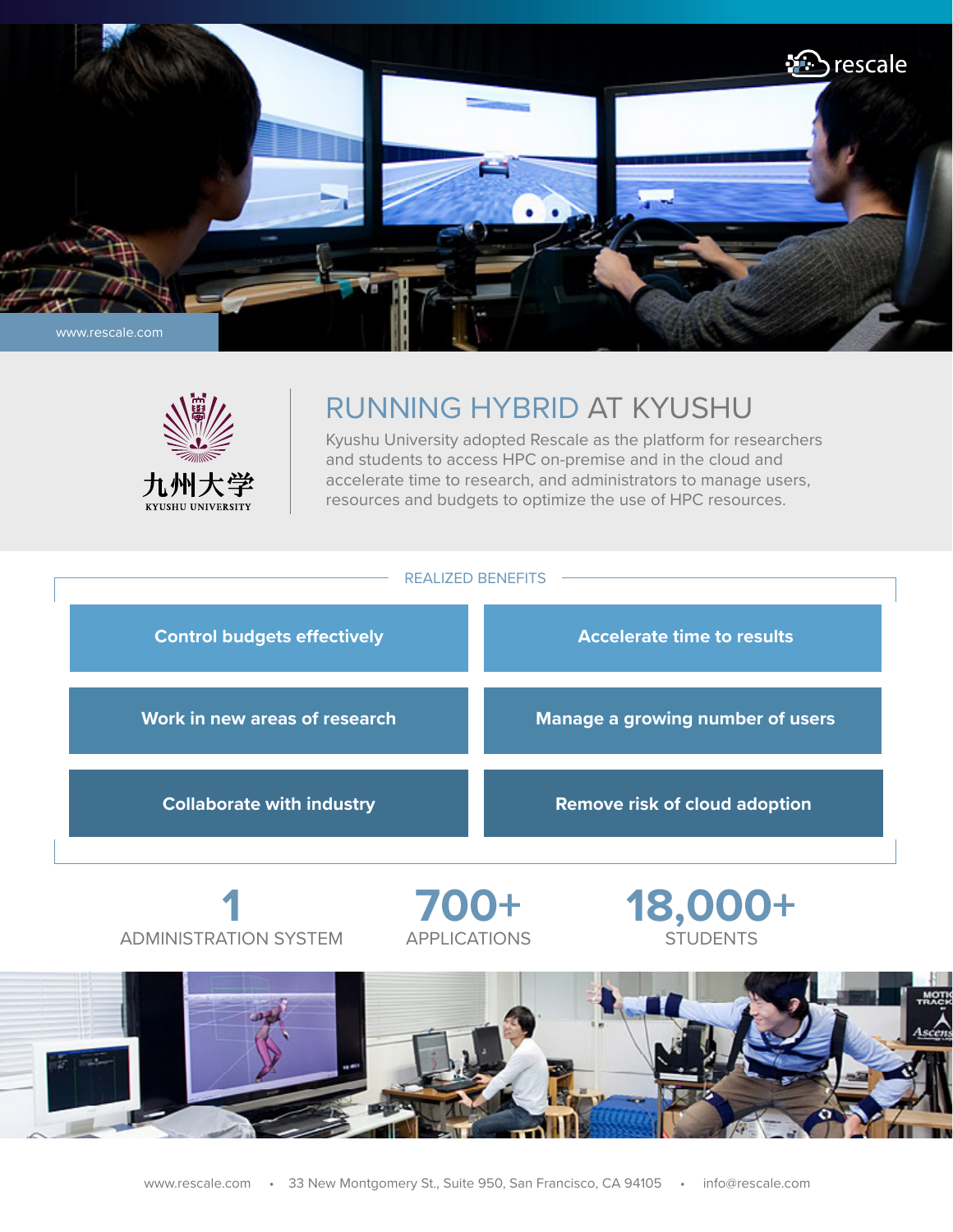rescale

www.rescale.com

九州大学
KYUSHU UNIVERSITY

# RUNNING HYBRID AT KYUSHU

Kyushu University adopted Rescale as the platform for researchers and students to access HPC on-premise and in the cloud and accelerate time to research, and administrators to manage users, resources and budgets to optimize the use of HPC resources.

## REALIZED BENEFITS

- **Control budgets effectively**
- **Accelerate time to results**
- **Work in new areas of research**
- **Manage a growing number of users**
- **Collaborate with industry**
- **Remove risk of cloud adoption**

**1**
ADMINISTRATION SYSTEM

**700+**
APPLICATIONS

**18,000+**
STUDENTS

www.rescale.com • 33 New Montgomery St., Suite 950, San Francisco, CA 94105 • info@rescale.com